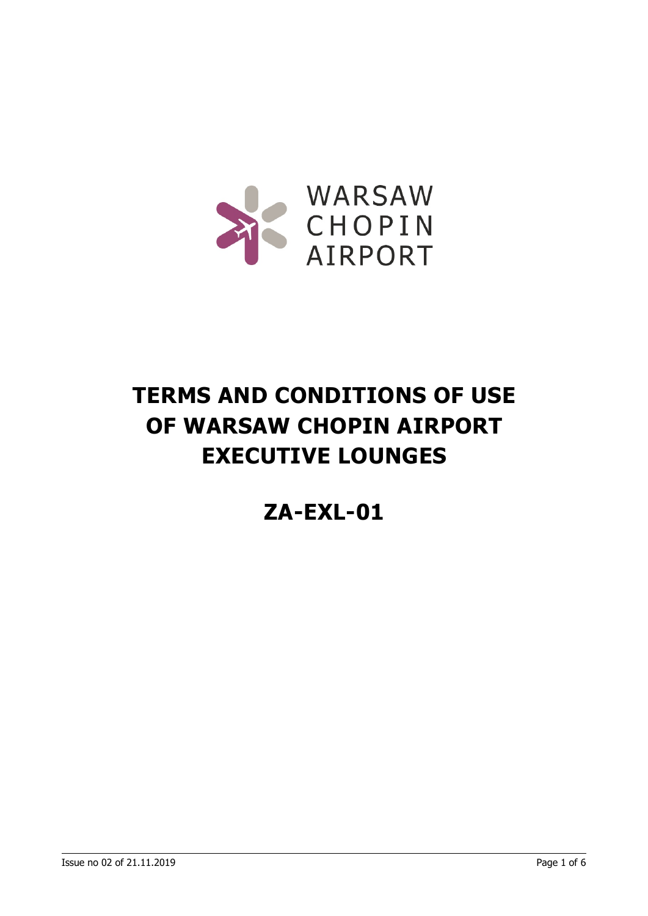WARSAW CHOPIN AIRPORT

# TERMS AND CONDITIONS OF USE OF WARSAW CHOPIN AIRPORT EXECUTIVE LOUNGES

## ZA-EXL-01

Issue no 02 of 21.11.2019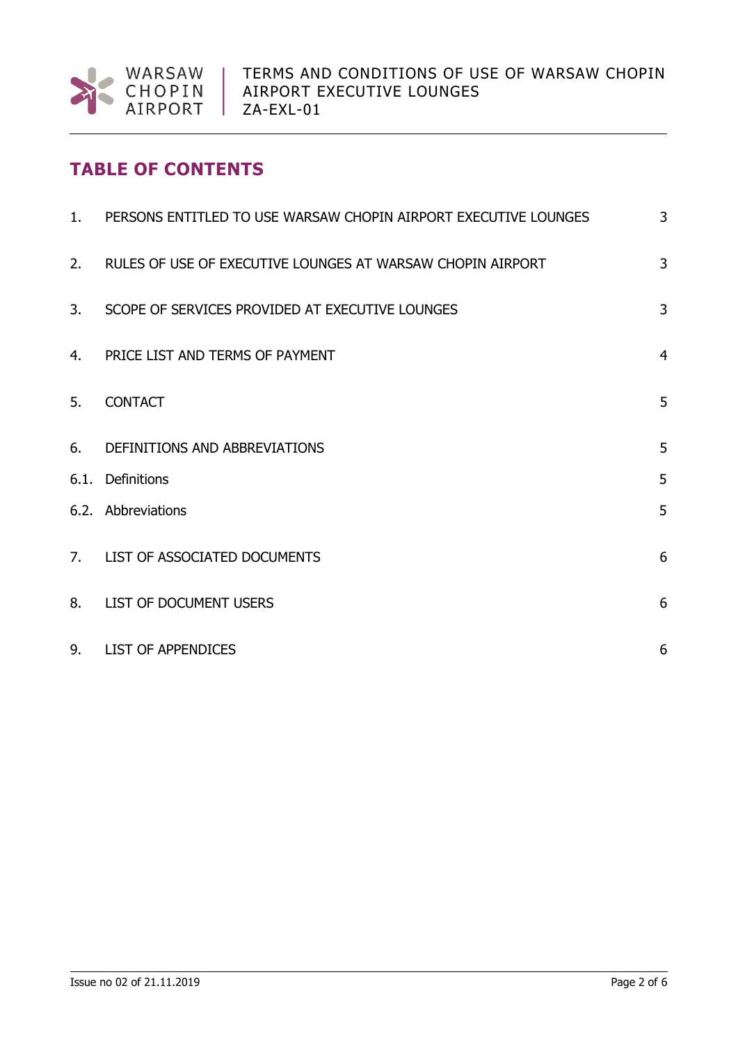## TABLE OF CONTENTS

| | | |
|---|---|---|
| 1. | PERSONS ENTITLED TO USE WARSAW CHOPIN AIRPORT EXECUTIVE LOUNGES | 3 |
| 2. | RULES OF USE OF EXECUTIVE LOUNGES AT WARSAW CHOPIN AIRPORT | 3 |
| 3. | SCOPE OF SERVICES PROVIDED AT EXECUTIVE LOUNGES | 3 |
| 4. | PRICE LIST AND TERMS OF PAYMENT | 4 |
| 5. | CONTACT | 5 |
| 6. | DEFINITIONS AND ABBREVIATIONS | 5 |
| 6.1. | Definitions | 5 |
| 6.2. | Abbreviations | 5 |
| 7. | LIST OF ASSOCIATED DOCUMENTS | 6 |
| 8. | LIST OF DOCUMENT USERS | 6 |
| 9. | LIST OF APPENDICES | 6 |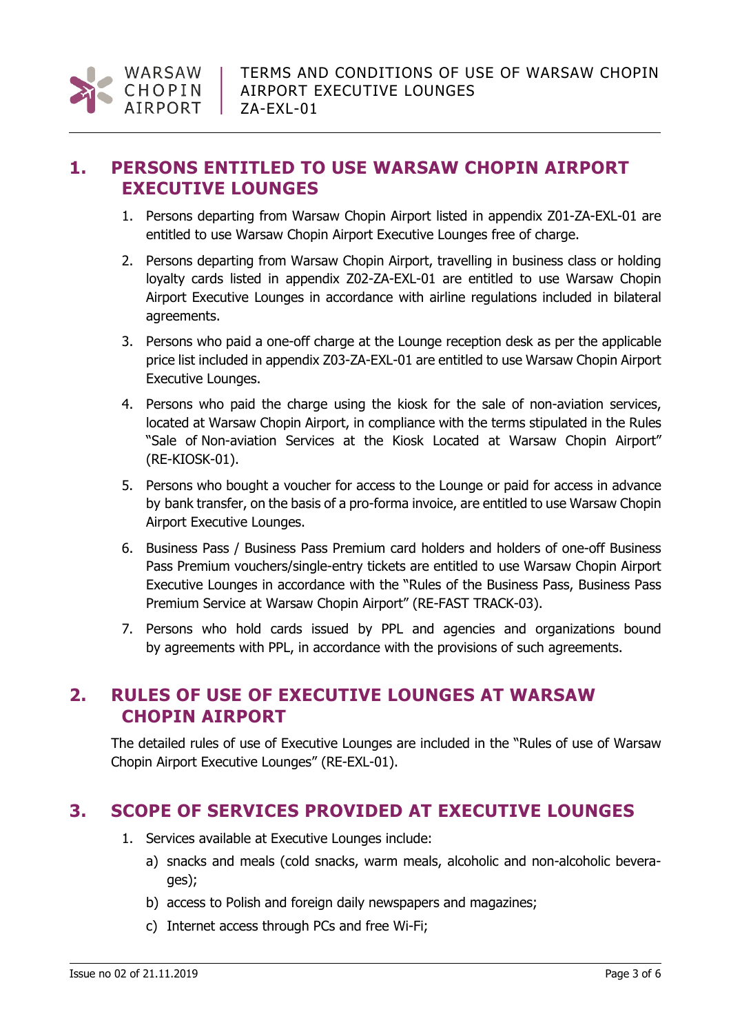# 1. PERSONS ENTITLED TO USE WARSAW CHOPIN AIRPORT EXECUTIVE LOUNGES

1. Persons departing from Warsaw Chopin Airport listed in appendix Z01-ZA-EXL-01 are entitled to use Warsaw Chopin Airport Executive Lounges free of charge.
2. Persons departing from Warsaw Chopin Airport, travelling in business class or holding loyalty cards listed in appendix Z02-ZA-EXL-01 are entitled to use Warsaw Chopin Airport Executive Lounges in accordance with airline regulations included in bilateral agreements.
3. Persons who paid a one-off charge at the Lounge reception desk as per the applicable price list included in appendix Z03-ZA-EXL-01 are entitled to use Warsaw Chopin Airport Executive Lounges.
4. Persons who paid the charge using the kiosk for the sale of non-aviation services, located at Warsaw Chopin Airport, in compliance with the terms stipulated in the Rules "Sale of Non-aviation Services at the Kiosk Located at Warsaw Chopin Airport" (RE-KIOSK-01).
5. Persons who bought a voucher for access to the Lounge or paid for access in advance by bank transfer, on the basis of a pro-forma invoice, are entitled to use Warsaw Chopin Airport Executive Lounges.
6. Business Pass / Business Pass Premium card holders and holders of one-off Business Pass Premium vouchers/single-entry tickets are entitled to use Warsaw Chopin Airport Executive Lounges in accordance with the "Rules of the Business Pass, Business Pass Premium Service at Warsaw Chopin Airport" (RE-FAST TRACK-03).
7. Persons who hold cards issued by PPL and agencies and organizations bound by agreements with PPL, in accordance with the provisions of such agreements.

# 2. RULES OF USE OF EXECUTIVE LOUNGES AT WARSAW CHOPIN AIRPORT

The detailed rules of use of Executive Lounges are included in the "Rules of use of Warsaw Chopin Airport Executive Lounges" (RE-EXL-01).

# 3. SCOPE OF SERVICES PROVIDED AT EXECUTIVE LOUNGES

1. Services available at Executive Lounges include:
   a) snacks and meals (cold snacks, warm meals, alcoholic and non-alcoholic beverages);
   b) access to Polish and foreign daily newspapers and magazines;
   c) Internet access through PCs and free Wi-Fi;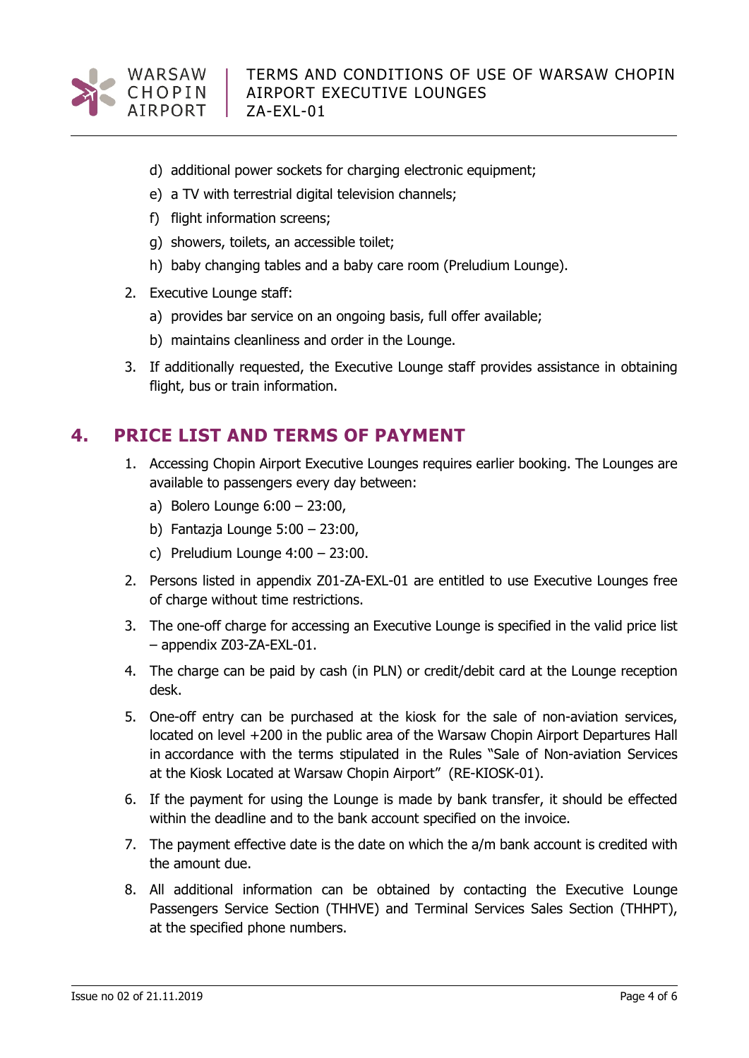d) additional power sockets for charging electronic equipment;
e) a TV with terrestrial digital television channels;
f) flight information screens;
g) showers, toilets, an accessible toilet;
h) baby changing tables and a baby care room (Preludium Lounge).

2. Executive Lounge staff:
   a) provides bar service on an ongoing basis, full offer available;
   b) maintains cleanliness and order in the Lounge.
3. If additionally requested, the Executive Lounge staff provides assistance in obtaining flight, bus or train information.

## 4. PRICE LIST AND TERMS OF PAYMENT

1. Accessing Chopin Airport Executive Lounges requires earlier booking. The Lounges are available to passengers every day between:
   a) Bolero Lounge 6:00 – 23:00,
   b) Fantazja Lounge 5:00 – 23:00,
   c) Preludium Lounge 4:00 – 23:00.
2. Persons listed in appendix Z01-ZA-EXL-01 are entitled to use Executive Lounges free of charge without time restrictions.
3. The one-off charge for accessing an Executive Lounge is specified in the valid price list – appendix Z03-ZA-EXL-01.
4. The charge can be paid by cash (in PLN) or credit/debit card at the Lounge reception desk.
5. One-off entry can be purchased at the kiosk for the sale of non-aviation services, located on level +200 in the public area of the Warsaw Chopin Airport Departures Hall in accordance with the terms stipulated in the Rules "Sale of Non-aviation Services at the Kiosk Located at Warsaw Chopin Airport" (RE-KIOSK-01).
6. If the payment for using the Lounge is made by bank transfer, it should be effected within the deadline and to the bank account specified on the invoice.
7. The payment effective date is the date on which the a/m bank account is credited with the amount due.
8. All additional information can be obtained by contacting the Executive Lounge Passengers Service Section (THHVE) and Terminal Services Sales Section (THHPT), at the specified phone numbers.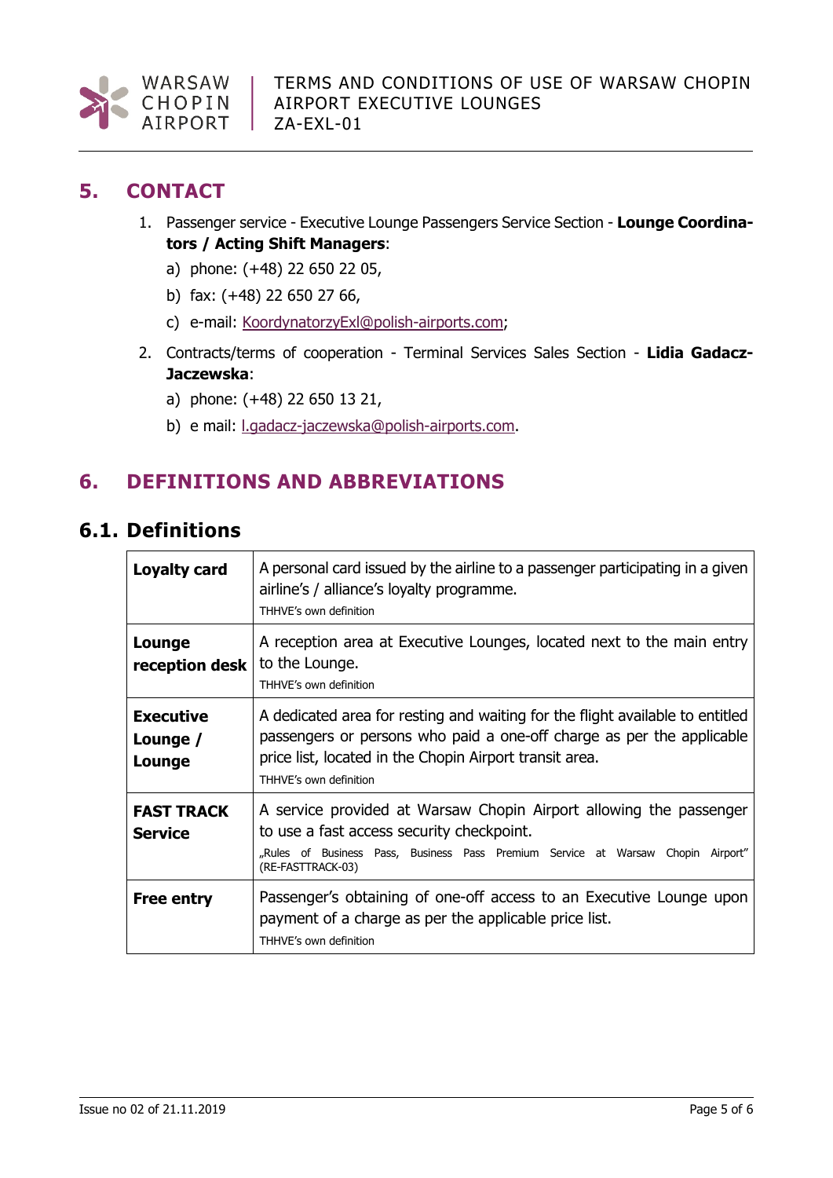## 5. CONTACT

1. Passenger service - Executive Lounge Passengers Service Section - **Lounge Coordinators / Acting Shift Managers**:
   a) phone: (+48) 22 650 22 05,
   b) fax: (+48) 22 650 27 66,
   c) e-mail: KoordynatorzyExl@polish-airports.com;
2. Contracts/terms of cooperation - Terminal Services Sales Section - **Lidia Gadacz-Jaczewska**:
   a) phone: (+48) 22 650 13 21,
   b) e mail: l.gadacz-jaczewska@polish-airports.com.

## 6. DEFINITIONS AND ABBREVIATIONS

### 6.1. Definitions

| | |
|---|---|
| **Loyalty card** | A personal card issued by the airline to a passenger participating in a given airline's / alliance's loyalty programme.<br>THHVE's own definition |
| **Lounge reception desk** | A reception area at Executive Lounges, located next to the main entry to the Lounge.<br>THHVE's own definition |
| **Executive Lounge / Lounge** | A dedicated area for resting and waiting for the flight available to entitled passengers or persons who paid a one-off charge as per the applicable price list, located in the Chopin Airport transit area.<br>THHVE's own definition |
| **FAST TRACK Service** | A service provided at Warsaw Chopin Airport allowing the passenger to use a fast access security checkpoint.<br>„Rules of Business Pass, Business Pass Premium Service at Warsaw Chopin Airport" (RE-FASTTRACK-03) |
| **Free entry** | Passenger's obtaining of one-off access to an Executive Lounge upon payment of a charge as per the applicable price list.<br>THHVE's own definition |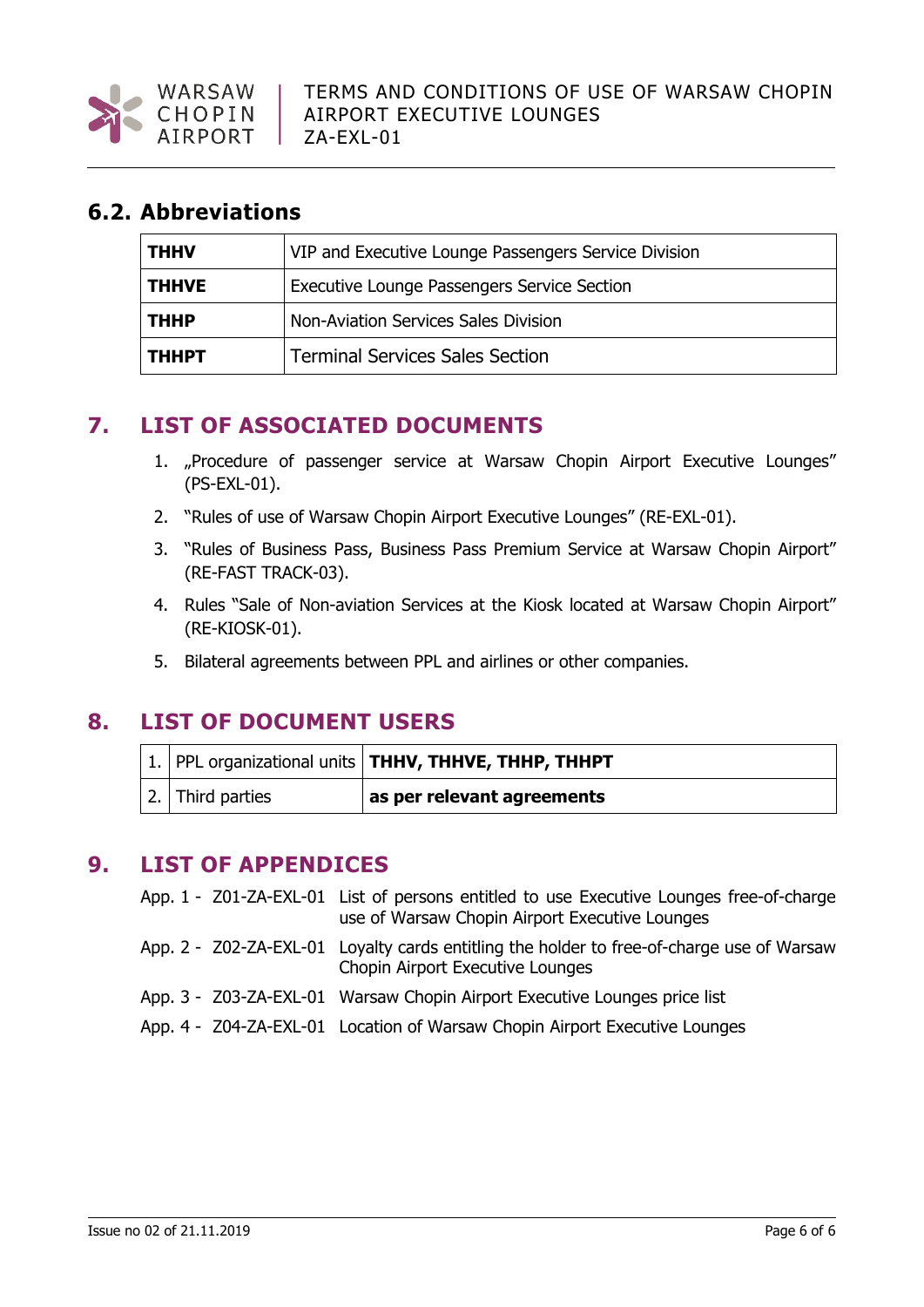## 6.2. Abbreviations

| | |
|---|---|
| **THHV** | VIP and Executive Lounge Passengers Service Division |
| **THHVE** | Executive Lounge Passengers Service Section |
| **THHP** | Non-Aviation Services Sales Division |
| **THHPT** | Terminal Services Sales Section |

## 7. LIST OF ASSOCIATED DOCUMENTS

1. „Procedure of passenger service at Warsaw Chopin Airport Executive Lounges" (PS-EXL-01).
2. "Rules of use of Warsaw Chopin Airport Executive Lounges" (RE-EXL-01).
3. "Rules of Business Pass, Business Pass Premium Service at Warsaw Chopin Airport" (RE-FAST TRACK-03).
4. Rules "Sale of Non-aviation Services at the Kiosk located at Warsaw Chopin Airport" (RE-KIOSK-01).
5. Bilateral agreements between PPL and airlines or other companies.

## 8. LIST OF DOCUMENT USERS

| | | |
|---|---|---|
| 1. | PPL organizational units | **THHV, THHVE, THHP, THHPT** |
| 2. | Third parties | **as per relevant agreements** |

## 9. LIST OF APPENDICES

App. 1 - Z01-ZA-EXL-01 List of persons entitled to use Executive Lounges free-of-charge use of Warsaw Chopin Airport Executive Lounges

App. 2 - Z02-ZA-EXL-01 Loyalty cards entitling the holder to free-of-charge use of Warsaw Chopin Airport Executive Lounges

App. 3 - Z03-ZA-EXL-01 Warsaw Chopin Airport Executive Lounges price list

App. 4 - Z04-ZA-EXL-01 Location of Warsaw Chopin Airport Executive Lounges